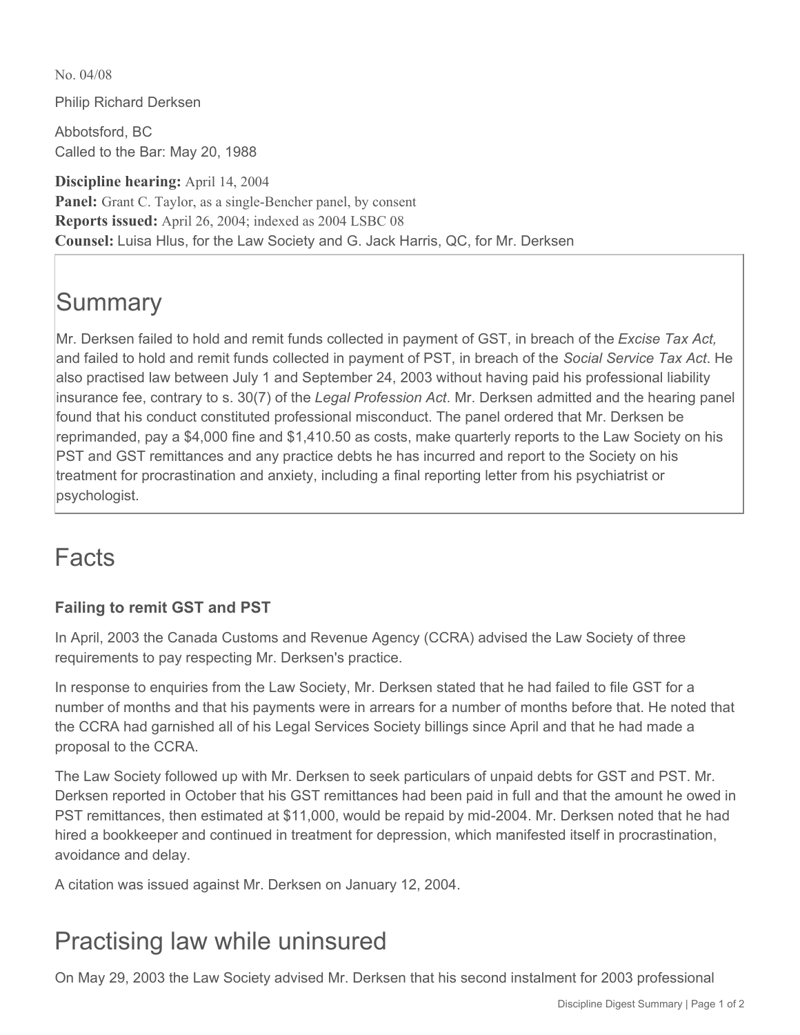No. 04/08

Philip Richard Derksen

Abbotsford, BC
Called to the Bar: May 20, 1988

**Discipline hearing:** April 14, 2004
**Panel:** Grant C. Taylor, as a single-Bencher panel, by consent
**Reports issued:** April 26, 2004; indexed as 2004 LSBC 08
**Counsel:** Luisa Hlus, for the Law Society and G. Jack Harris, QC, for Mr. Derksen

# Summary

Mr. Derksen failed to hold and remit funds collected in payment of GST, in breach of the *Excise Tax Act,* and failed to hold and remit funds collected in payment of PST, in breach of the *Social Service Tax Act*. He also practised law between July 1 and September 24, 2003 without having paid his professional liability insurance fee, contrary to s. 30(7) of the *Legal Profession Act*. Mr. Derksen admitted and the hearing panel found that his conduct constituted professional misconduct. The panel ordered that Mr. Derksen be reprimanded, pay a $4,000 fine and $1,410.50 as costs, make quarterly reports to the Law Society on his PST and GST remittances and any practice debts he has incurred and report to the Society on his treatment for procrastination and anxiety, including a final reporting letter from his psychiatrist or psychologist.

# Facts

### Failing to remit GST and PST

In April, 2003 the Canada Customs and Revenue Agency (CCRA) advised the Law Society of three requirements to pay respecting Mr. Derksen's practice.

In response to enquiries from the Law Society, Mr. Derksen stated that he had failed to file GST for a number of months and that his payments were in arrears for a number of months before that. He noted that the CCRA had garnished all of his Legal Services Society billings since April and that he had made a proposal to the CCRA.

The Law Society followed up with Mr. Derksen to seek particulars of unpaid debts for GST and PST. Mr. Derksen reported in October that his GST remittances had been paid in full and that the amount he owed in PST remittances, then estimated at $11,000, would be repaid by mid-2004. Mr. Derksen noted that he had hired a bookkeeper and continued in treatment for depression, which manifested itself in procrastination, avoidance and delay.

A citation was issued against Mr. Derksen on January 12, 2004.

# Practising law while uninsured

On May 29, 2003 the Law Society advised Mr. Derksen that his second instalment for 2003 professional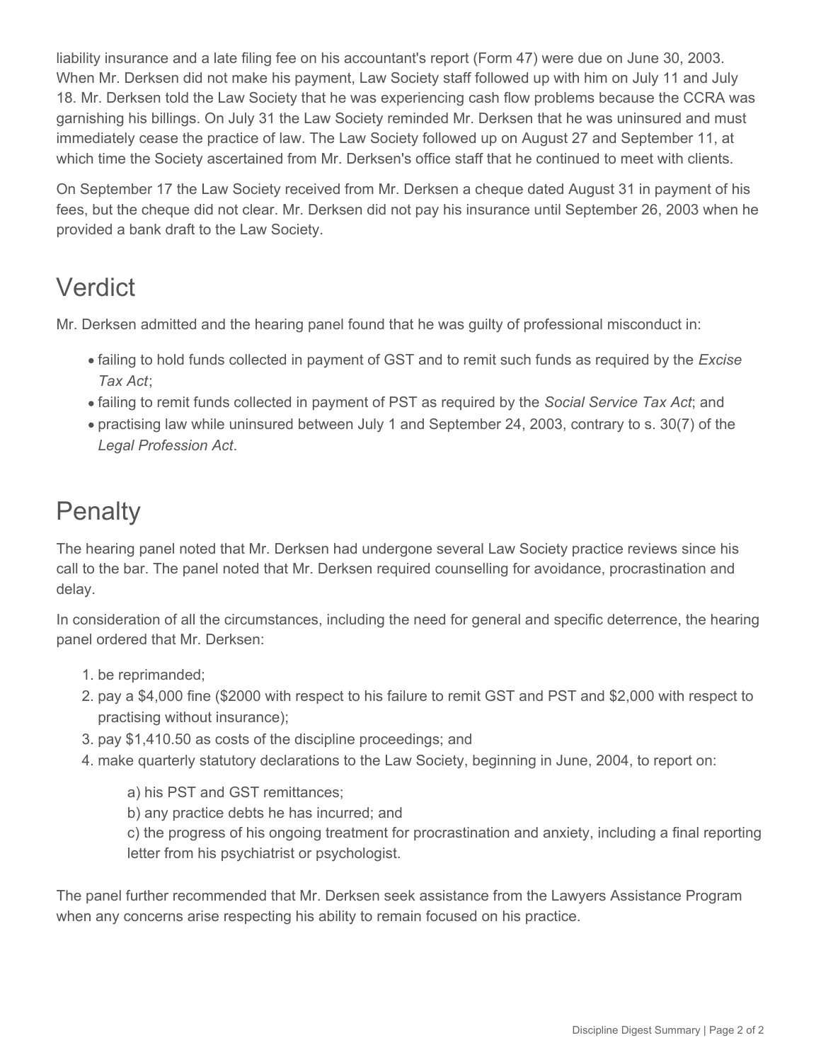liability insurance and a late filing fee on his accountant's report (Form 47) were due on June 30, 2003. When Mr. Derksen did not make his payment, Law Society staff followed up with him on July 11 and July 18. Mr. Derksen told the Law Society that he was experiencing cash flow problems because the CCRA was garnishing his billings. On July 31 the Law Society reminded Mr. Derksen that he was uninsured and must immediately cease the practice of law. The Law Society followed up on August 27 and September 11, at which time the Society ascertained from Mr. Derksen's office staff that he continued to meet with clients.

On September 17 the Law Society received from Mr. Derksen a cheque dated August 31 in payment of his fees, but the cheque did not clear. Mr. Derksen did not pay his insurance until September 26, 2003 when he provided a bank draft to the Law Society.

## Verdict

Mr. Derksen admitted and the hearing panel found that he was guilty of professional misconduct in:

- failing to hold funds collected in payment of GST and to remit such funds as required by the *Excise Tax Act*;
- failing to remit funds collected in payment of PST as required by the *Social Service Tax Act*; and
- practising law while uninsured between July 1 and September 24, 2003, contrary to s. 30(7) of the *Legal Profession Act*.

## Penalty

The hearing panel noted that Mr. Derksen had undergone several Law Society practice reviews since his call to the bar. The panel noted that Mr. Derksen required counselling for avoidance, procrastination and delay.

In consideration of all the circumstances, including the need for general and specific deterrence, the hearing panel ordered that Mr. Derksen:

1. be reprimanded;
2. pay a $4,000 fine ($2000 with respect to his failure to remit GST and PST and $2,000 with respect to practising without insurance);
3. pay $1,410.50 as costs of the discipline proceedings; and
4. make quarterly statutory declarations to the Law Society, beginning in June, 2004, to report on:

   a) his PST and GST remittances;
   b) any practice debts he has incurred; and
   c) the progress of his ongoing treatment for procrastination and anxiety, including a final reporting letter from his psychiatrist or psychologist.

The panel further recommended that Mr. Derksen seek assistance from the Lawyers Assistance Program when any concerns arise respecting his ability to remain focused on his practice.